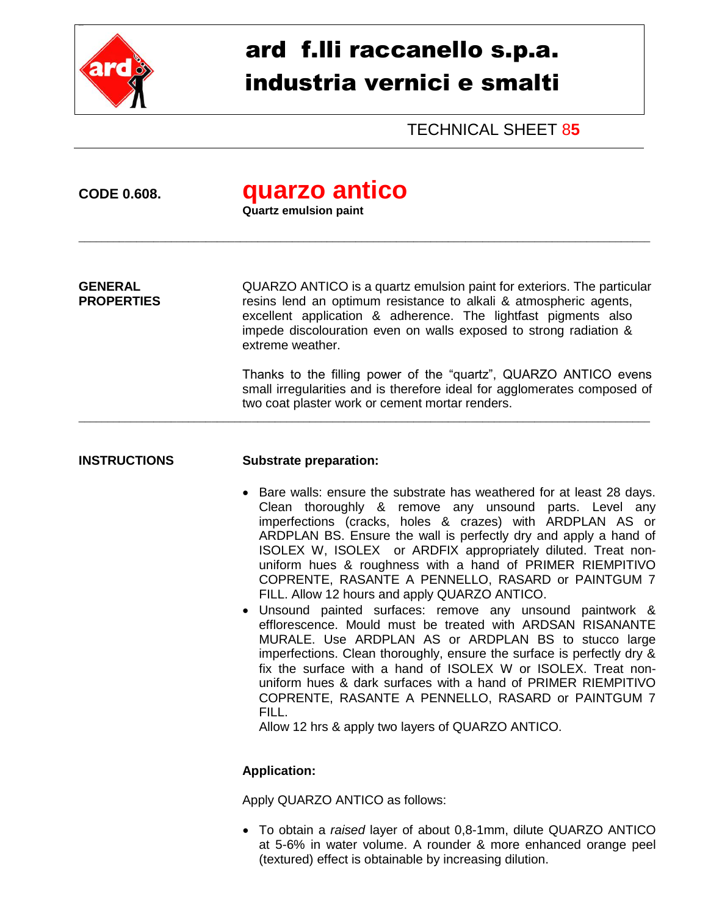# ard f.lli raccanello s.p.a.
# industria vernici e smalti

TECHNICAL SHEET 85

---

**CODE 0.608.**

## quarzo antico

**Quartz emulsion paint**

---

**GENERAL PROPERTIES**

QUARZO ANTICO is a quartz emulsion paint for exteriors. The particular resins lend an optimum resistance to alkali & atmospheric agents, excellent application & adherence. The lightfast pigments also impede discolouration even on walls exposed to strong radiation & extreme weather.

Thanks to the filling power of the "quartz", QUARZO ANTICO evens small irregularities and is therefore ideal for agglomerates composed of two coat plaster work or cement mortar renders.

---

**INSTRUCTIONS**

**Substrate preparation:**

- Bare walls: ensure the substrate has weathered for at least 28 days. Clean thoroughly & remove any unsound parts. Level any imperfections (cracks, holes & crazes) with ARDPLAN AS or ARDPLAN BS. Ensure the wall is perfectly dry and apply a hand of ISOLEX W, ISOLEX or ARDFIX appropriately diluted. Treat non-uniform hues & roughness with a hand of PRIMER RIEMPITIVO COPRENTE, RASANTE A PENNELLO, RASARD or PAINTGUM 7 FILL. Allow 12 hours and apply QUARZO ANTICO.
- Unsound painted surfaces: remove any unsound paintwork & efflorescence. Mould must be treated with ARDSAN RISANANTE MURALE. Use ARDPLAN AS or ARDPLAN BS to stucco large imperfections. Clean thoroughly, ensure the surface is perfectly dry & fix the surface with a hand of ISOLEX W or ISOLEX. Treat non-uniform hues & dark surfaces with a hand of PRIMER RIEMPITIVO COPRENTE, RASANTE A PENNELLO, RASARD or PAINTGUM 7 FILL.
  Allow 12 hrs & apply two layers of QUARZO ANTICO.

**Application:**

Apply QUARZO ANTICO as follows:

- To obtain a *raised* layer of about 0,8-1mm, dilute QUARZO ANTICO at 5-6% in water volume. A rounder & more enhanced orange peel (textured) effect is obtainable by increasing dilution.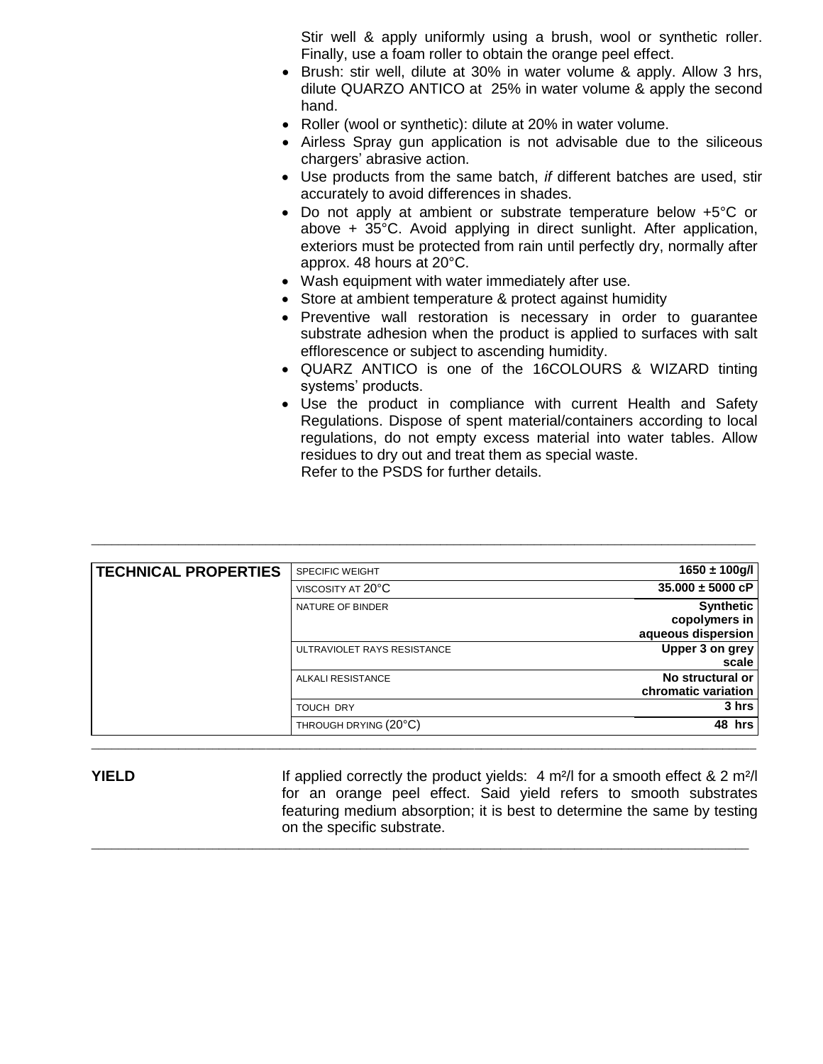Stir well & apply uniformly using a brush, wool or synthetic roller. Finally, use a foam roller to obtain the orange peel effect.

- Brush: stir well, dilute at 30% in water volume & apply. Allow 3 hrs, dilute QUARZO ANTICO at 25% in water volume & apply the second hand.
- Roller (wool or synthetic): dilute at 20% in water volume.
- Airless Spray gun application is not advisable due to the siliceous chargers' abrasive action.
- Use products from the same batch, *if* different batches are used, stir accurately to avoid differences in shades.
- Do not apply at ambient or substrate temperature below +5°C or above + 35°C. Avoid applying in direct sunlight. After application, exteriors must be protected from rain until perfectly dry, normally after approx. 48 hours at 20°C.
- Wash equipment with water immediately after use.
- Store at ambient temperature & protect against humidity
- Preventive wall restoration is necessary in order to guarantee substrate adhesion when the product is applied to surfaces with salt efflorescence or subject to ascending humidity.
- QUARZ ANTICO is one of the 16COLOURS & WIZARD tinting systems' products.
- Use the product in compliance with current Health and Safety Regulations. Dispose of spent material/containers according to local regulations, do not empty excess material into water tables. Allow residues to dry out and treat them as special waste.
  Refer to the PSDS for further details.

| **TECHNICAL PROPERTIES** | | |
|---|---|---|
| | SPECIFIC WEIGHT | **1650 ± 100g/l** |
| | VISCOSITY AT 20°C | **35.000 ± 5000 cP** |
| | NATURE OF BINDER | **Synthetic copolymers in aqueous dispersion** |
| | ULTRAVIOLET RAYS RESISTANCE | **Upper 3 on grey scale** |
| | ALKALI RESISTANCE | **No structural or chromatic variation** |
| | TOUCH DRY | **3 hrs** |
| | THROUGH DRYING (20°C) | **48 hrs** |

**YIELD**

If applied correctly the product yields: 4 m²/l for a smooth effect & 2 m²/l for an orange peel effect. Said yield refers to smooth substrates featuring medium absorption; it is best to determine the same by testing on the specific substrate.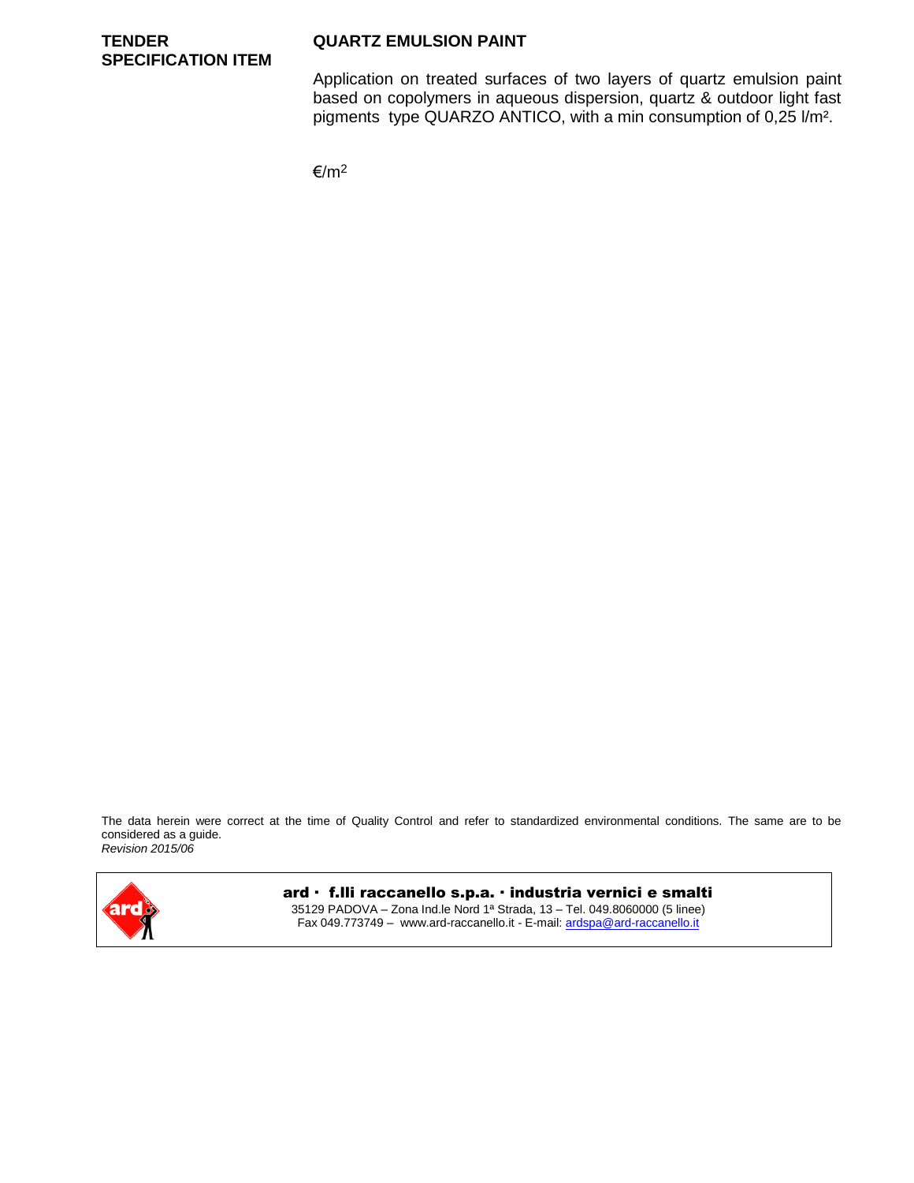**TENDER SPECIFICATION ITEM**

**QUARTZ EMULSION PAINT**

Application on treated surfaces of two layers of quartz emulsion paint based on copolymers in aqueous dispersion, quartz & outdoor light fast pigments type QUARZO ANTICO, with a min consumption of 0,25 l/m².

€/m²

The data herein were correct at the time of Quality Control and refer to standardized environmental conditions. The same are to be considered as a guide.

*Revision 2015/06*

**ard · f.lli raccanello s.p.a. · industria vernici e smalti**
35129 PADOVA – Zona Ind.le Nord 1ª Strada, 13 – Tel. 049.8060000 (5 linee)
Fax 049.773749 – www.ard-raccanello.it - E-mail: ardspa@ard-raccanello.it